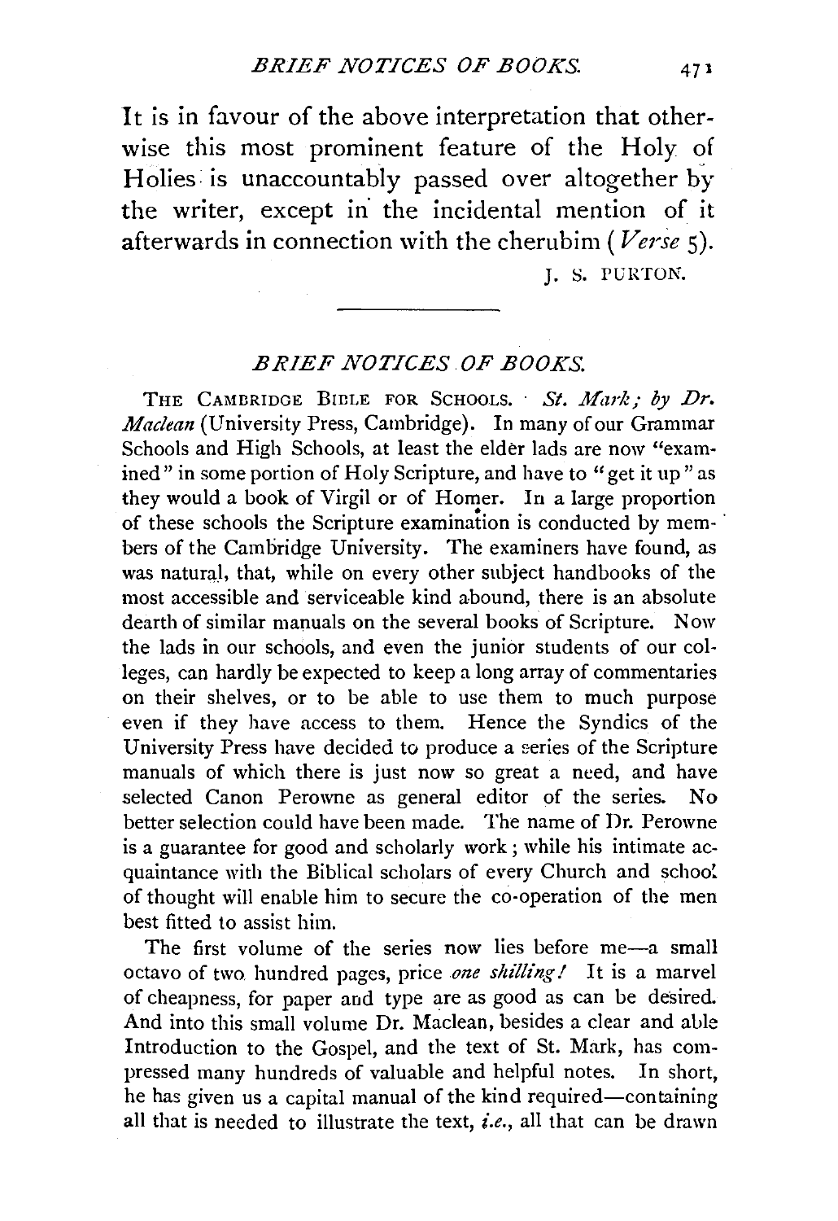It is in favour of the above interpretation that otherwise this most prominent feature of the Holy of Holies is unaccountably passed over altogether by the writer, except in the incidental mention of it afterwards in connection with the cherubim (*Verse* 5).

J. S. PURTON.

---

## BRIEF NOTICES OF BOOKS.

THE CAMBRIDGE BIBLE FOR SCHOOLS. *St. Mark; by Dr. Maclean* (University Press, Cambridge). In many of our Grammar Schools and High Schools, at least the elder lads are now "examined" in some portion of Holy Scripture, and have to "get it up" as they would a book of Virgil or of Homer. In a large proportion of these schools the Scripture examination is conducted by members of the Cambridge University. The examiners have found, as was natural, that, while on every other subject handbooks of the most accessible and serviceable kind abound, there is an absolute dearth of similar manuals on the several books of Scripture. Now the lads in our schools, and even the junior students of our colleges, can hardly be expected to keep a long array of commentaries on their shelves, or to be able to use them to much purpose even if they have access to them. Hence the Syndics of the University Press have decided to produce a series of the Scripture manuals of which there is just now so great a need, and have selected Canon Perowne as general editor of the series. No better selection could have been made. The name of Dr. Perowne is a guarantee for good and scholarly work; while his intimate acquaintance with the Biblical scholars of every Church and school of thought will enable him to secure the co-operation of the men best fitted to assist him.

The first volume of the series now lies before me—a small octavo of two hundred pages, price *one shilling!* It is a marvel of cheapness, for paper and type are as good as can be desired. And into this small volume Dr. Maclean, besides a clear and able Introduction to the Gospel, and the text of St. Mark, has compressed many hundreds of valuable and helpful notes. In short, he has given us a capital manual of the kind required—containing all that is needed to illustrate the text, *i.e.*, all that can be drawn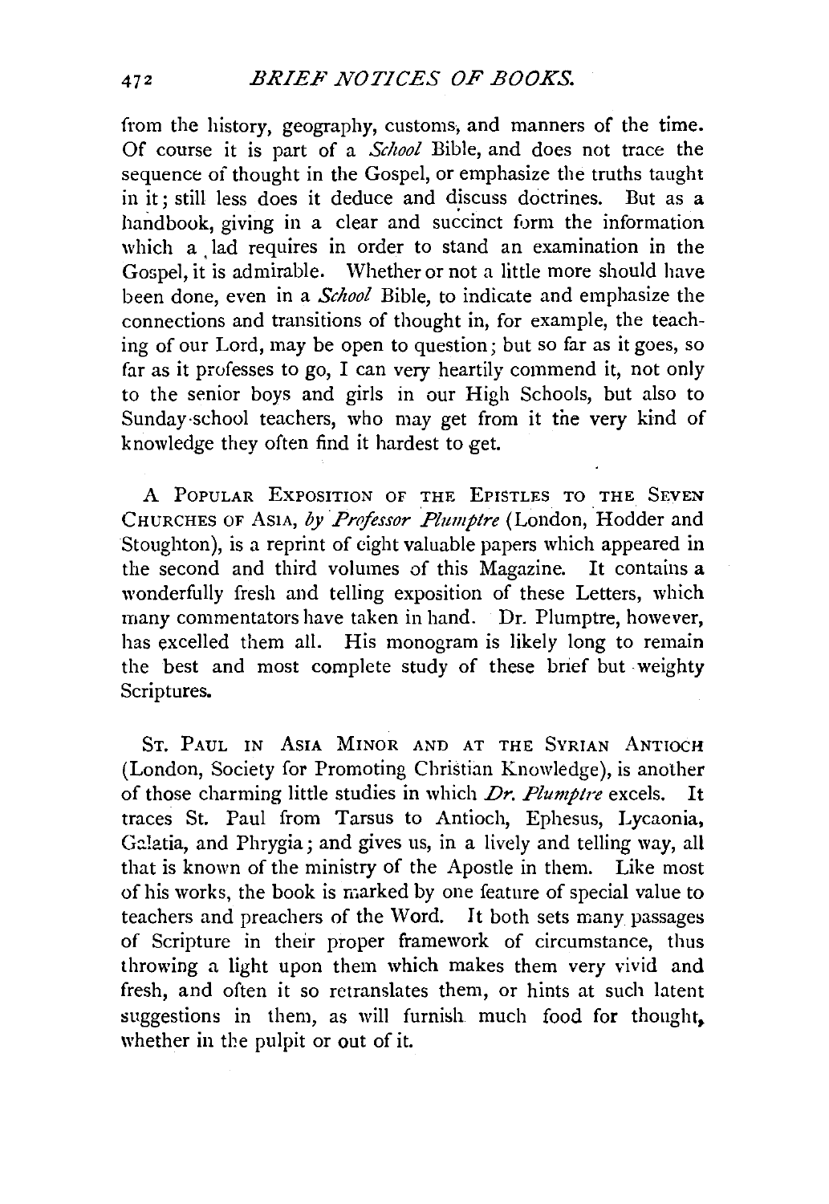from the history, geography, customs, and manners of the time. Of course it is part of a *School* Bible, and does not trace the sequence of thought in the Gospel, or emphasize the truths taught in it; still less does it deduce and discuss doctrines. But as a handbook, giving in a clear and succinct form the information which a lad requires in order to stand an examination in the Gospel, it is admirable. Whether or not a little more should have been done, even in a *School* Bible, to indicate and emphasize the connections and transitions of thought in, for example, the teaching of our Lord, may be open to question; but so far as it goes, so far as it professes to go, I can very heartily commend it, not only to the senior boys and girls in our High Schools, but also to Sunday-school teachers, who may get from it the very kind of knowledge they often find it hardest to get.

A Popular Exposition of the Epistles to the Seven Churches of Asia, *by Professor Plumptre* (London, Hodder and Stoughton), is a reprint of eight valuable papers which appeared in the second and third volumes of this Magazine. It contains a wonderfully fresh and telling exposition of these Letters, which many commentators have taken in hand. Dr. Plumptre, however, has excelled them all. His monogram is likely long to remain the best and most complete study of these brief but weighty Scriptures.

St. Paul in Asia Minor and at the Syrian Antioch (London, Society for Promoting Christian Knowledge), is another of those charming little studies in which *Dr. Plumptre* excels. It traces St. Paul from Tarsus to Antioch, Ephesus, Lycaonia, Galatia, and Phrygia; and gives us, in a lively and telling way, all that is known of the ministry of the Apostle in them. Like most of his works, the book is marked by one feature of special value to teachers and preachers of the Word. It both sets many passages of Scripture in their proper framework of circumstance, thus throwing a light upon them which makes them very vivid and fresh, and often it so retranslates them, or hints at such latent suggestions in them, as will furnish much food for thought, whether in the pulpit or out of it.